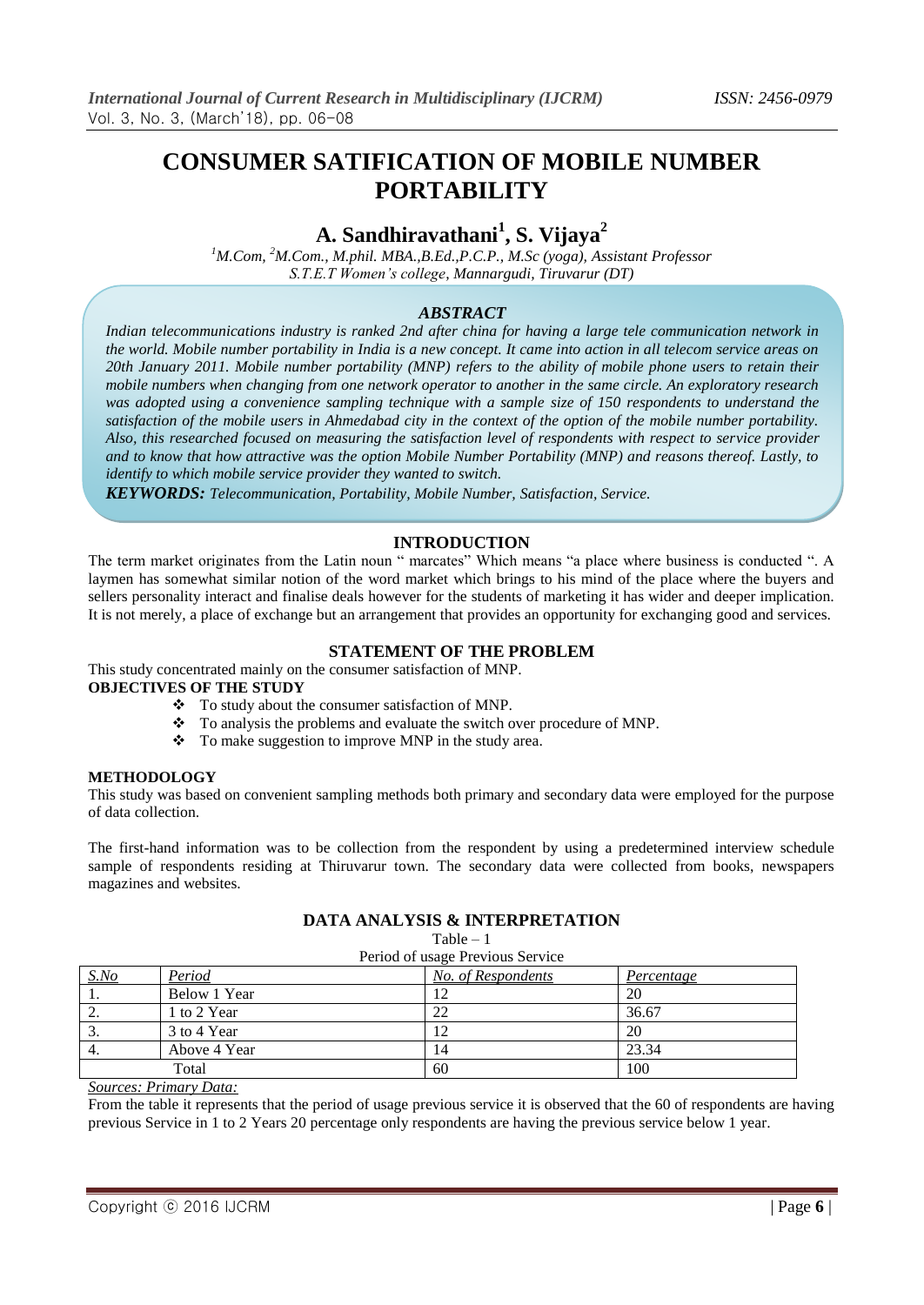// Title

# CONSUMER SATIFICATION OF MOBILE NUMBER PORTABILITY

## A. Sandhiravathani[1], S. Vijaya[2]

*[1]M.Com, [2]M.Com., M.phil. MBA.,B.Ed.,P.C.P., M.Sc (yoga), Assistant Professor*
*S.T.E.T Women's college, Mannargudi, Tiruvarur (DT)*

### ABSTRACT

*Indian telecommunications industry is ranked 2nd after china for having a large tele communication network in the world. Mobile number portability in India is a new concept. It came into action in all telecom service areas on 20th January 2011. Mobile number portability (MNP) refers to the ability of mobile phone users to retain their mobile numbers when changing from one network operator to another in the same circle. An exploratory research was adopted using a convenience sampling technique with a sample size of 150 respondents to understand the satisfaction of the mobile users in Ahmedabad city in the context of the option of the mobile number portability. Also, this researched focused on measuring the satisfaction level of respondents with respect to service provider and to know that how attractive was the option Mobile Number Portability (MNP) and reasons thereof. Lastly, to identify to which mobile service provider they wanted to switch.*

***KEYWORDS:*** *Telecommunication, Portability, Mobile Number, Satisfaction, Service.*

## INTRODUCTION

The term market originates from the Latin noun " marcates" Which means "a place where business is conducted ". A laymen has somewhat similar notion of the word market which brings to his mind of the place where the buyers and sellers personality interact and finalise deals however for the students of marketing it has wider and deeper implication. It is not merely, a place of exchange but an arrangement that provides an opportunity for exchanging good and services.

## STATEMENT OF THE PROBLEM

This study concentrated mainly on the consumer satisfaction of MNP.

**OBJECTIVES OF THE STUDY**

- To study about the consumer satisfaction of MNP.
- To analysis the problems and evaluate the switch over procedure of MNP.
- To make suggestion to improve MNP in the study area.

**METHODOLOGY**

This study was based on convenient sampling methods both primary and secondary data were employed for the purpose of data collection.

The first-hand information was to be collection from the respondent by using a predetermined interview schedule sample of respondents residing at Thiruvarur town. The secondary data were collected from books, newspapers magazines and websites.

## DATA ANALYSIS & INTERPRETATION

Table – 1

Period of usage Previous Service

| S.No | Period | No. of Respondents | Percentage |
|---|---|---|---|
| 1. | Below 1 Year | 12 | 20 |
| 2. | 1 to 2 Year | 22 | 36.67 |
| 3. | 3 to 4 Year | 12 | 20 |
| 4. | Above 4 Year | 14 | 23.34 |
| | Total | 60 | 100 |

*Sources: Primary Data:*

From the table it represents that the period of usage previous service it is observed that the 60 of respondents are having previous Service in 1 to 2 Years 20 percentage only respondents are having the previous service below 1 year.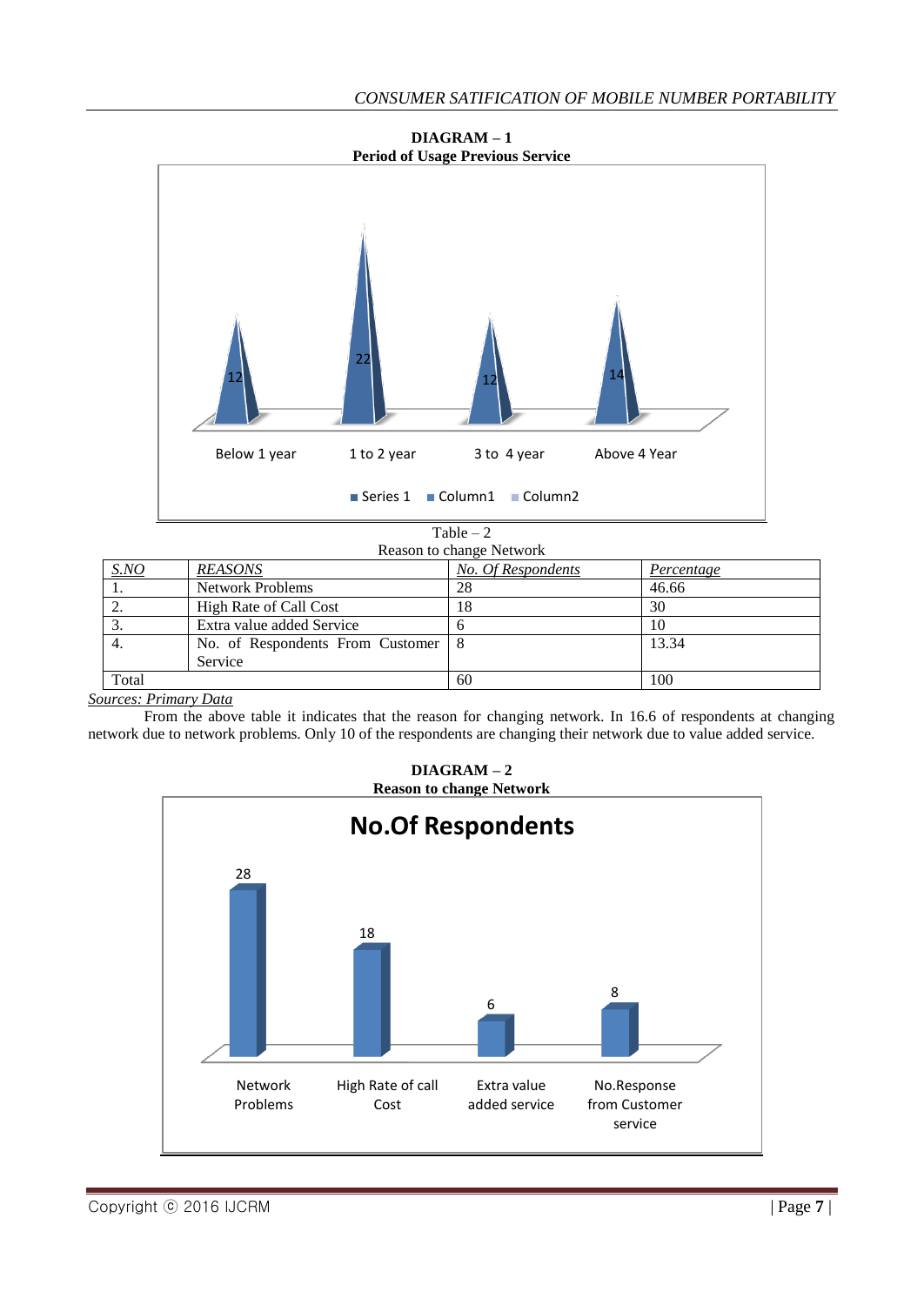**DIAGRAM – 1**
**Period of Usage Previous Service**

Table – 2
Reason to change Network

| S.NO | REASONS | No. Of Respondents | Percentage |
|---|---|---|---|
| 1. | Network Problems | 28 | 46.66 |
| 2. | High Rate of Call Cost | 18 | 30 |
| 3. | Extra value added Service | 6 | 10 |
| 4. | No. of Respondents From Customer Service | 8 | 13.34 |
| Total | | 60 | 100 |

*Sources: Primary Data*

From the above table it indicates that the reason for changing network. In 16.6 of respondents at changing network due to network problems. Only 10 of the respondents are changing their network due to value added service.

**DIAGRAM – 2**
**Reason to change Network**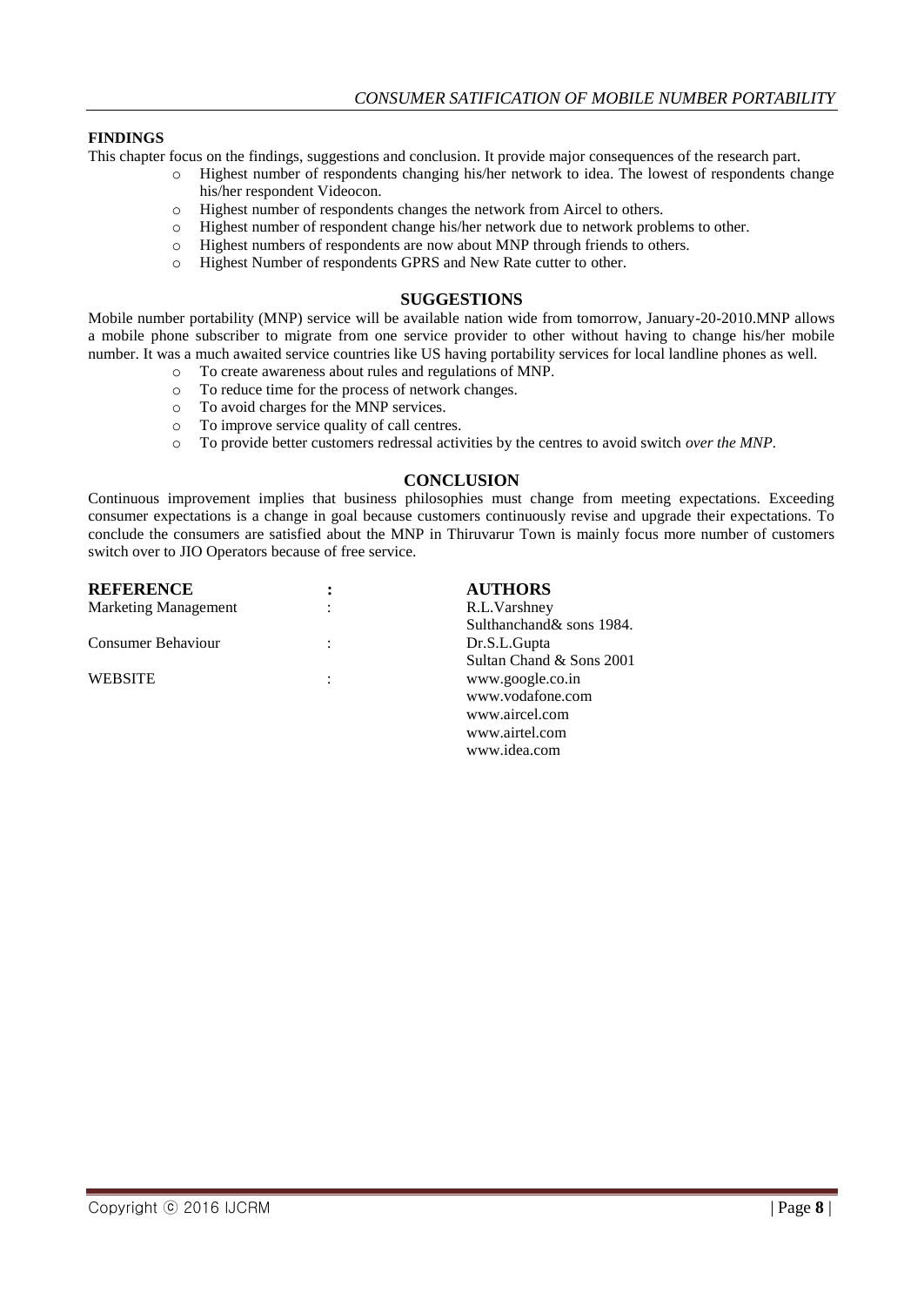## FINDINGS

This chapter focus on the findings, suggestions and conclusion. It provide major consequences of the research part.

- Highest number of respondents changing his/her network to idea. The lowest of respondents change his/her respondent Videocon.
- Highest number of respondents changes the network from Aircel to others.
- Highest number of respondent change his/her network due to network problems to other.
- Highest numbers of respondents are now about MNP through friends to others.
- Highest Number of respondents GPRS and New Rate cutter to other.

## SUGGESTIONS

Mobile number portability (MNP) service will be available nation wide from tomorrow, January-20-2010.MNP allows a mobile phone subscriber to migrate from one service provider to other without having to change his/her mobile number. It was a much awaited service countries like US having portability services for local landline phones as well.

- To create awareness about rules and regulations of MNP.
- To reduce time for the process of network changes.
- To avoid charges for the MNP services.
- To improve service quality of call centres.
- To provide better customers redressal activities by the centres to avoid switch *over the MNP*.

## CONCLUSION

Continuous improvement implies that business philosophies must change from meeting expectations. Exceeding consumer expectations is a change in goal because customers continuously revise and upgrade their expectations. To conclude the consumers are satisfied about the MNP in Thiruvarur Town is mainly focus more number of customers switch over to JIO Operators because of free service.

| **REFERENCE** | **:** | **AUTHORS** |
|---|---|---|
| Marketing Management | : | R.L.Varshney<br>Sulthanchand& sons 1984. |
| Consumer Behaviour | : | Dr.S.L.Gupta<br>Sultan Chand & Sons 2001 |
| WEBSITE | : | www.google.co.in<br>www.vodafone.com<br>www.aircel.com<br>www.airtel.com<br>www.idea.com |